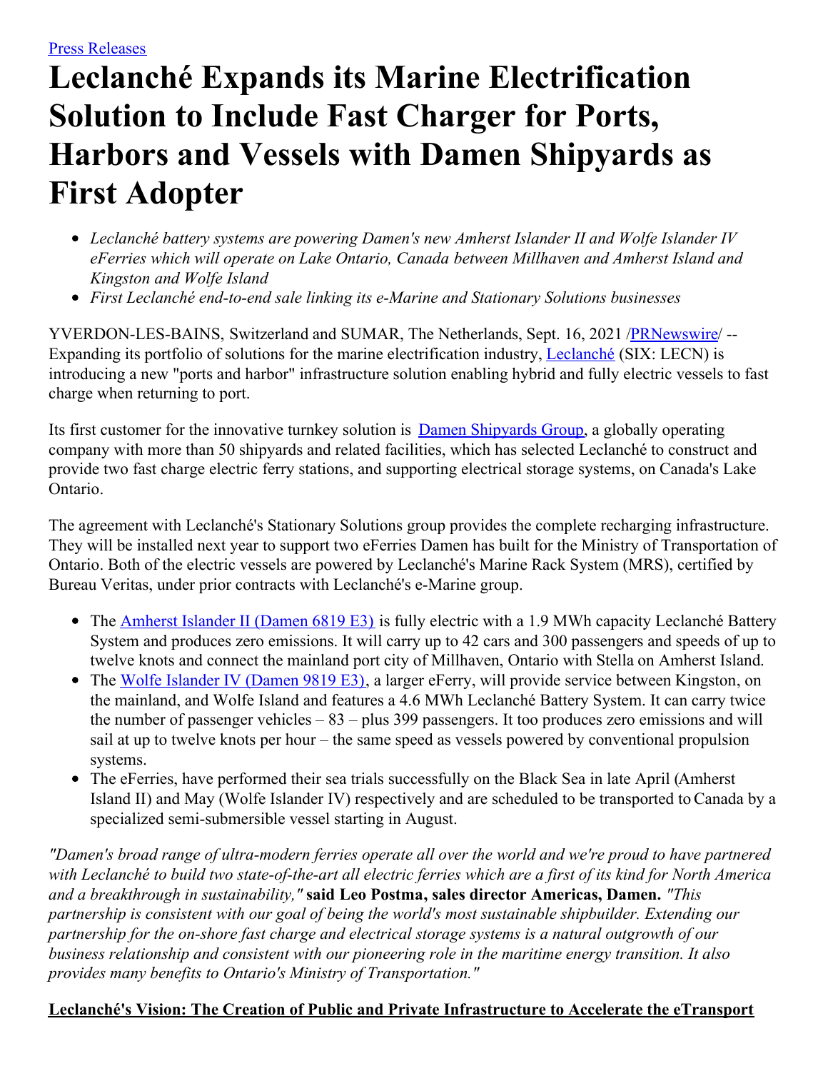[Press Releases](#)

# Leclanché Expands its Marine Electrification Solution to Include Fast Charger for Ports, Harbors and Vessels with Damen Shipyards as First Adopter

- *Leclanché battery systems are powering Damen's new Amherst Islander II and Wolfe Islander IV eFerries which will operate on Lake Ontario, Canada between Millhaven and Amherst Island and Kingston and Wolfe Island*
- *First Leclanché end-to-end sale linking its e-Marine and Stationary Solutions businesses*

YVERDON-LES-BAINS, Switzerland and SUMAR, The Netherlands, Sept. 16, 2021 /[PRNewswire](#)/ -- Expanding its portfolio of solutions for the marine electrification industry, [Leclanché](#) (SIX: LECN) is introducing a new "ports and harbor" infrastructure solution enabling hybrid and fully electric vessels to fast charge when returning to port.

Its first customer for the innovative turnkey solution is [Damen Shipyards Group](#), a globally operating company with more than 50 shipyards and related facilities, which has selected Leclanché to construct and provide two fast charge electric ferry stations, and supporting electrical storage systems, on Canada's Lake Ontario.

The agreement with Leclanché's Stationary Solutions group provides the complete recharging infrastructure. They will be installed next year to support two eFerries Damen has built for the Ministry of Transportation of Ontario. Both of the electric vessels are powered by Leclanché's Marine Rack System (MRS), certified by Bureau Veritas, under prior contracts with Leclanché's e-Marine group.

- The [Amherst Islander II (Damen 6819 E3)](#) is fully electric with a 1.9 MWh capacity Leclanché Battery System and produces zero emissions. It will carry up to 42 cars and 300 passengers and speeds of up to twelve knots and connect the mainland port city of Millhaven, Ontario with Stella on Amherst Island.
- The [Wolfe Islander IV (Damen 9819 E3)](#), a larger eFerry, will provide service between Kingston, on the mainland, and Wolfe Island and features a 4.6 MWh Leclanché Battery System. It can carry twice the number of passenger vehicles – 83 – plus 399 passengers. It too produces zero emissions and will sail at up to twelve knots per hour – the same speed as vessels powered by conventional propulsion systems.
- The eFerries, have performed their sea trials successfully on the Black Sea in late April (Amherst Island II) and May (Wolfe Islander IV) respectively and are scheduled to be transported to Canada by a specialized semi-submersible vessel starting in August.

*"Damen's broad range of ultra-modern ferries operate all over the world and we're proud to have partnered with Leclanché to build two state-of-the-art all electric ferries which are a first of its kind for North America and a breakthrough in sustainability,"* **said Leo Postma, sales director Americas, Damen.** *"This partnership is consistent with our goal of being the world's most sustainable shipbuilder. Extending our partnership for the on-shore fast charge and electrical storage systems is a natural outgrowth of our business relationship and consistent with our pioneering role in the maritime energy transition. It also provides many benefits to Ontario's Ministry of Transportation."*

**Leclanché's Vision: The Creation of Public and Private Infrastructure to Accelerate the eTransport**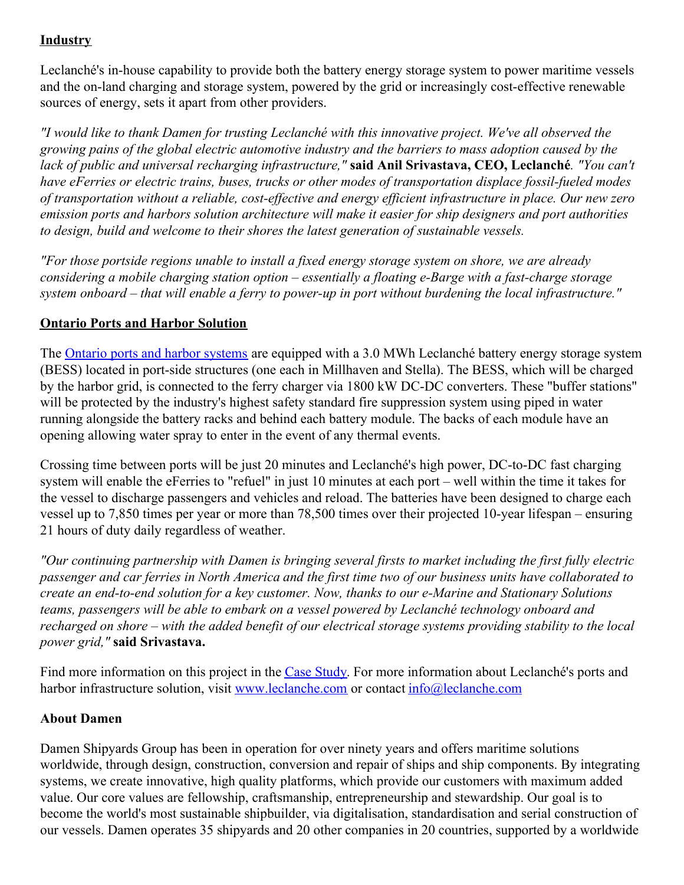## Industry

Leclanché's in-house capability to provide both the battery energy storage system to power maritime vessels and the on-land charging and storage system, powered by the grid or increasingly cost-effective renewable sources of energy, sets it apart from other providers.

*"I would like to thank Damen for trusting Leclanché with this innovative project. We've all observed the growing pains of the global electric automotive industry and the barriers to mass adoption caused by the lack of public and universal recharging infrastructure,"* **said Anil Srivastava, CEO, Leclanché***. "You can't have eFerries or electric trains, buses, trucks or other modes of transportation displace fossil-fueled modes of transportation without a reliable, cost-effective and energy efficient infrastructure in place. Our new zero emission ports and harbors solution architecture will make it easier for ship designers and port authorities to design, build and welcome to their shores the latest generation of sustainable vessels.*

*"For those portside regions unable to install a fixed energy storage system on shore, we are already considering a mobile charging station option – essentially a floating e-Barge with a fast-charge storage system onboard – that will enable a ferry to power-up in port without burdening the local infrastructure."*

## Ontario Ports and Harbor Solution

The Ontario ports and harbor systems are equipped with a 3.0 MWh Leclanché battery energy storage system (BESS) located in port-side structures (one each in Millhaven and Stella). The BESS, which will be charged by the harbor grid, is connected to the ferry charger via 1800 kW DC-DC converters. These "buffer stations" will be protected by the industry's highest safety standard fire suppression system using piped in water running alongside the battery racks and behind each battery module. The backs of each module have an opening allowing water spray to enter in the event of any thermal events.

Crossing time between ports will be just 20 minutes and Leclanché's high power, DC-to-DC fast charging system will enable the eFerries to "refuel" in just 10 minutes at each port – well within the time it takes for the vessel to discharge passengers and vehicles and reload. The batteries have been designed to charge each vessel up to 7,850 times per year or more than 78,500 times over their projected 10-year lifespan – ensuring 21 hours of duty daily regardless of weather.

*"Our continuing partnership with Damen is bringing several firsts to market including the first fully electric passenger and car ferries in North America and the first time two of our business units have collaborated to create an end-to-end solution for a key customer. Now, thanks to our e-Marine and Stationary Solutions teams, passengers will be able to embark on a vessel powered by Leclanché technology onboard and recharged on shore – with the added benefit of our electrical storage systems providing stability to the local power grid,"* **said Srivastava.**

Find more information on this project in the Case Study. For more information about Leclanché's ports and harbor infrastructure solution, visit www.leclanche.com or contact info@leclanche.com

## About Damen

Damen Shipyards Group has been in operation for over ninety years and offers maritime solutions worldwide, through design, construction, conversion and repair of ships and ship components. By integrating systems, we create innovative, high quality platforms, which provide our customers with maximum added value. Our core values are fellowship, craftsmanship, entrepreneurship and stewardship. Our goal is to become the world's most sustainable shipbuilder, via digitalisation, standardisation and serial construction of our vessels. Damen operates 35 shipyards and 20 other companies in 20 countries, supported by a worldwide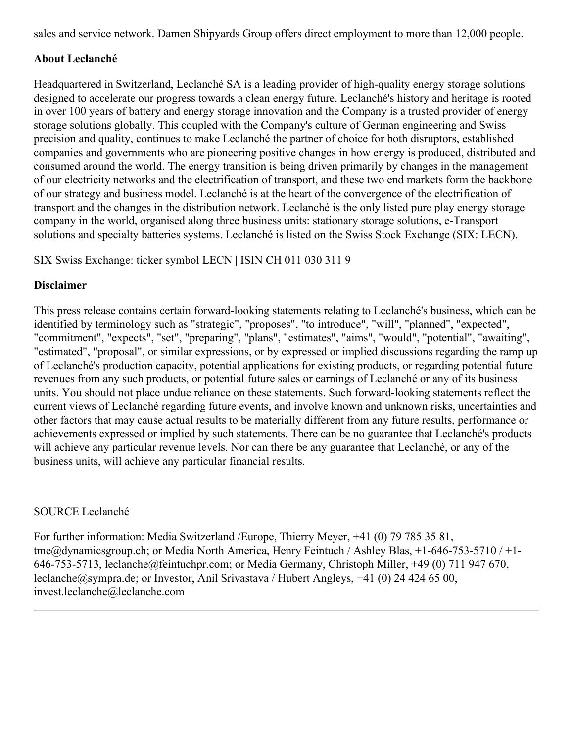sales and service network. Damen Shipyards Group offers direct employment to more than 12,000 people.

**About Leclanché**

Headquartered in Switzerland, Leclanché SA is a leading provider of high-quality energy storage solutions designed to accelerate our progress towards a clean energy future. Leclanché's history and heritage is rooted in over 100 years of battery and energy storage innovation and the Company is a trusted provider of energy storage solutions globally. This coupled with the Company's culture of German engineering and Swiss precision and quality, continues to make Leclanché the partner of choice for both disruptors, established companies and governments who are pioneering positive changes in how energy is produced, distributed and consumed around the world. The energy transition is being driven primarily by changes in the management of our electricity networks and the electrification of transport, and these two end markets form the backbone of our strategy and business model. Leclanché is at the heart of the convergence of the electrification of transport and the changes in the distribution network. Leclanché is the only listed pure play energy storage company in the world, organised along three business units: stationary storage solutions, e-Transport solutions and specialty batteries systems. Leclanché is listed on the Swiss Stock Exchange (SIX: LECN).

SIX Swiss Exchange: ticker symbol LECN | ISIN CH 011 030 311 9

**Disclaimer**

This press release contains certain forward-looking statements relating to Leclanché's business, which can be identified by terminology such as "strategic", "proposes", "to introduce", "will", "planned", "expected", "commitment", "expects", "set", "preparing", "plans", "estimates", "aims", "would", "potential", "awaiting", "estimated", "proposal", or similar expressions, or by expressed or implied discussions regarding the ramp up of Leclanché's production capacity, potential applications for existing products, or regarding potential future revenues from any such products, or potential future sales or earnings of Leclanché or any of its business units. You should not place undue reliance on these statements. Such forward-looking statements reflect the current views of Leclanché regarding future events, and involve known and unknown risks, uncertainties and other factors that may cause actual results to be materially different from any future results, performance or achievements expressed or implied by such statements. There can be no guarantee that Leclanché's products will achieve any particular revenue levels. Nor can there be any guarantee that Leclanché, or any of the business units, will achieve any particular financial results.

SOURCE Leclanché

For further information: Media Switzerland /Europe, Thierry Meyer, +41 (0) 79 785 35 81, tme@dynamicsgroup.ch; or Media North America, Henry Feintuch / Ashley Blas, +1-646-753-5710 / +1-646-753-5713, leclanche@feintuchpr.com; or Media Germany, Christoph Miller, +49 (0) 711 947 670, leclanche@sympra.de; or Investor, Anil Srivastava / Hubert Angleys, +41 (0) 24 424 65 00, invest.leclanche@leclanche.com